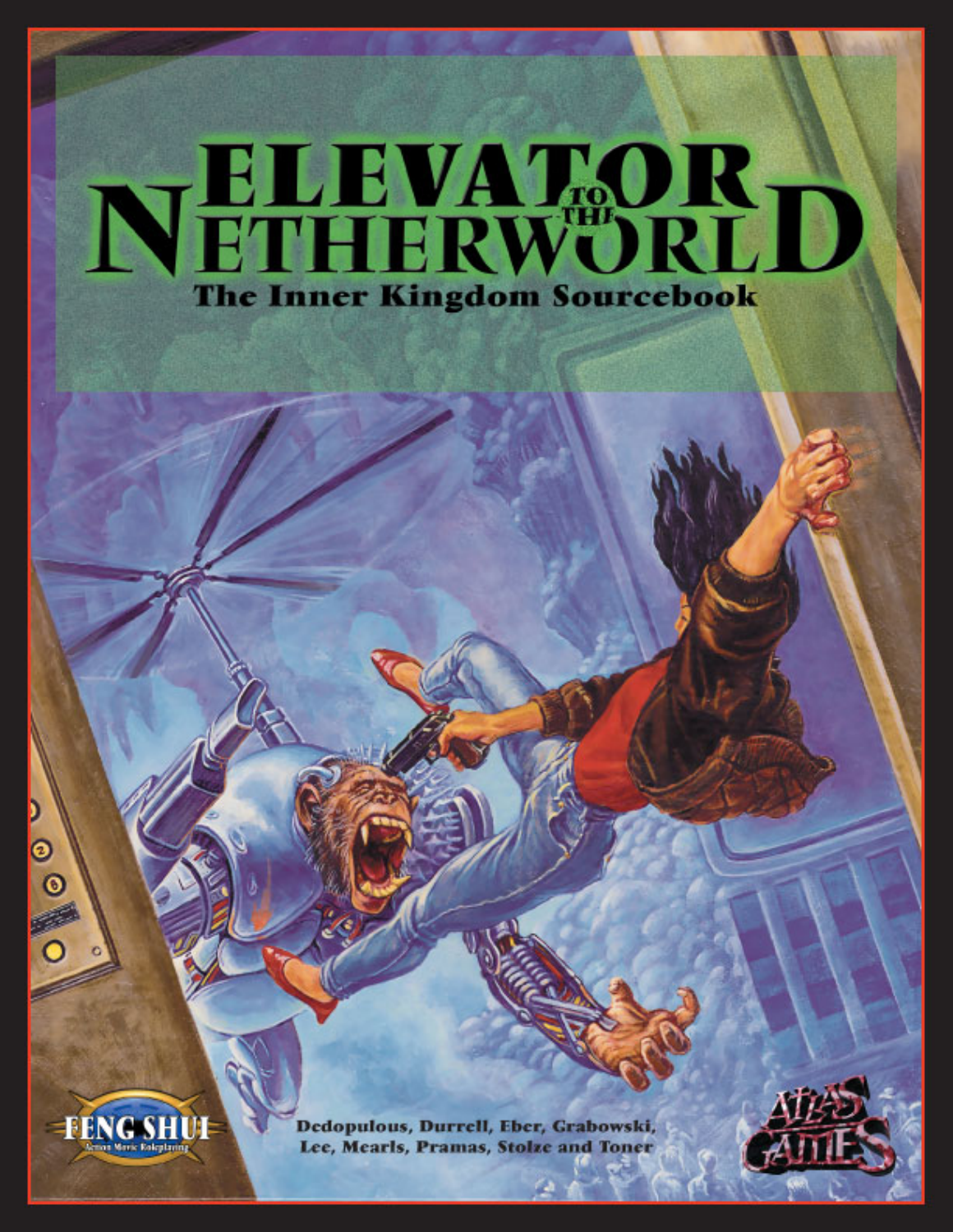# ELEVATOR TO THE NETHERWORLD

## The Inner Kingdom Sourcebook

FENG SHUI
Action Movie Roleplaying

Dedopulous, Durrell, Eber, Grabowski, Lee, Mearls, Pramas, Stolze and Toner

ATLAS GAMES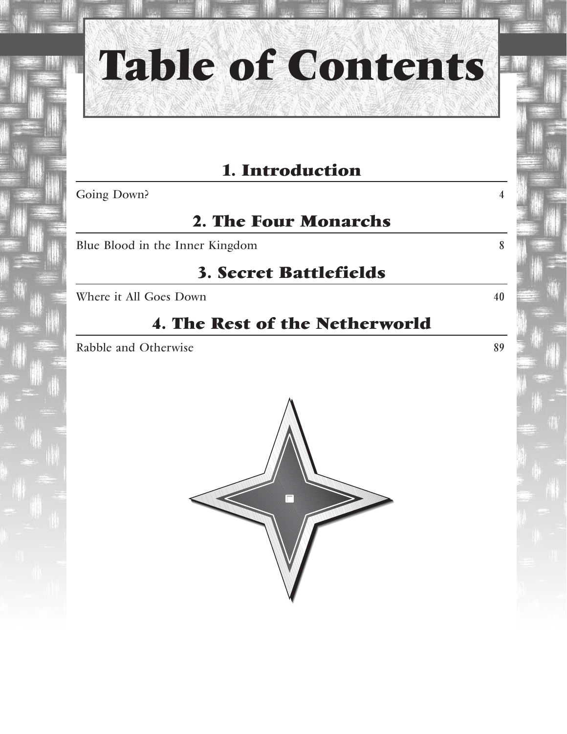# Table of Contents

## 1. Introduction

Going Down? 4

## 2. The Four Monarchs

Blue Blood in the Inner Kingdom 8

## 3. Secret Battlefields

Where it All Goes Down 40

## 4. The Rest of the Netherworld

Rabble and Otherwise 89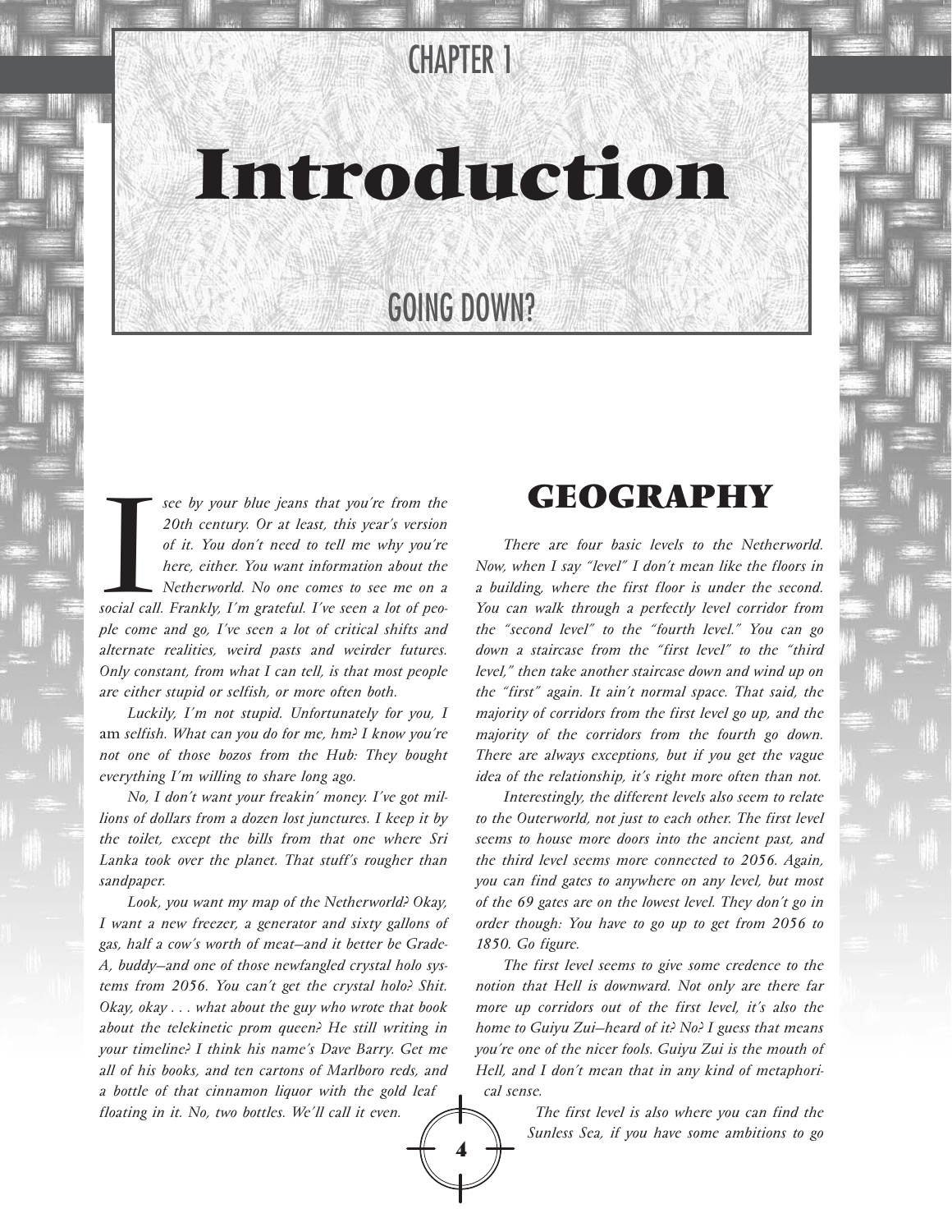# CHAPTER 1

# Introduction

## GOING DOWN?

*I see by your blue jeans that you're from the 20th century. Or at least, this year's version of it. You don't need to tell me why you're here, either. You want information about the Netherworld. No one comes to see me on a social call. Frankly, I'm grateful. I've seen a lot of people come and go, I've seen a lot of critical shifts and alternate realities, weird pasts and weirder futures. Only constant, from what I can tell, is that most people are either stupid or selfish, or more often both.*

*Luckily, I'm not stupid. Unfortunately for you, I* am *selfish. What can you do for me, hm? I know you're not one of those bozos from the Hub: They bought everything I'm willing to share long ago.*

*No, I don't want your freakin' money. I've got millions of dollars from a dozen lost junctures. I keep it by the toilet, except the bills from that one where Sri Lanka took over the planet. That stuff's rougher than sandpaper.*

*Look, you want my map of the Netherworld? Okay, I want a new freezer, a generator and sixty gallons of gas, half a cow's worth of meat—and it better be Grade-A, buddy—and one of those newfangled crystal holo systems from 2056. You can't get the crystal holo? Shit. Okay, okay . . . what about the guy who wrote that book about the telekinetic prom queen? He still writing in your timeline? I think his name's Dave Barry. Get me all of his books, and ten cartons of Marlboro reds, and a bottle of that cinnamon liquor with the gold leaf floating in it. No, two bottles. We'll call it even.*

## GEOGRAPHY

*There are four basic levels to the Netherworld. Now, when I say "level" I don't mean like the floors in a building, where the first floor is under the second. You can walk through a perfectly level corridor from the "second level" to the "fourth level." You can go down a staircase from the "first level" to the "third level," then take another staircase down and wind up on the "first" again. It ain't normal space. That said, the majority of corridors from the first level go up, and the majority of the corridors from the fourth go down. There are always exceptions, but if you get the vague idea of the relationship, it's right more often than not.*

*Interestingly, the different levels also seem to relate to the Outerworld, not just to each other. The first level seems to house more doors into the ancient past, and the third level seems more connected to 2056. Again, you can find gates to anywhere on any level, but most of the 69 gates are on the lowest level. They don't go in order though: You have to go up to get from 2056 to 1850. Go figure.*

*The first level seems to give some credence to the notion that Hell is downward. Not only are there far more up corridors out of the first level, it's also the home to Guiyu Zui—heard of it? No? I guess that means you're one of the nicer fools. Guiyu Zui is the mouth of Hell, and I don't mean that in any kind of metaphorical sense.*

*The first level is also where you can find the Sunless Sea, if you have some ambitions to go*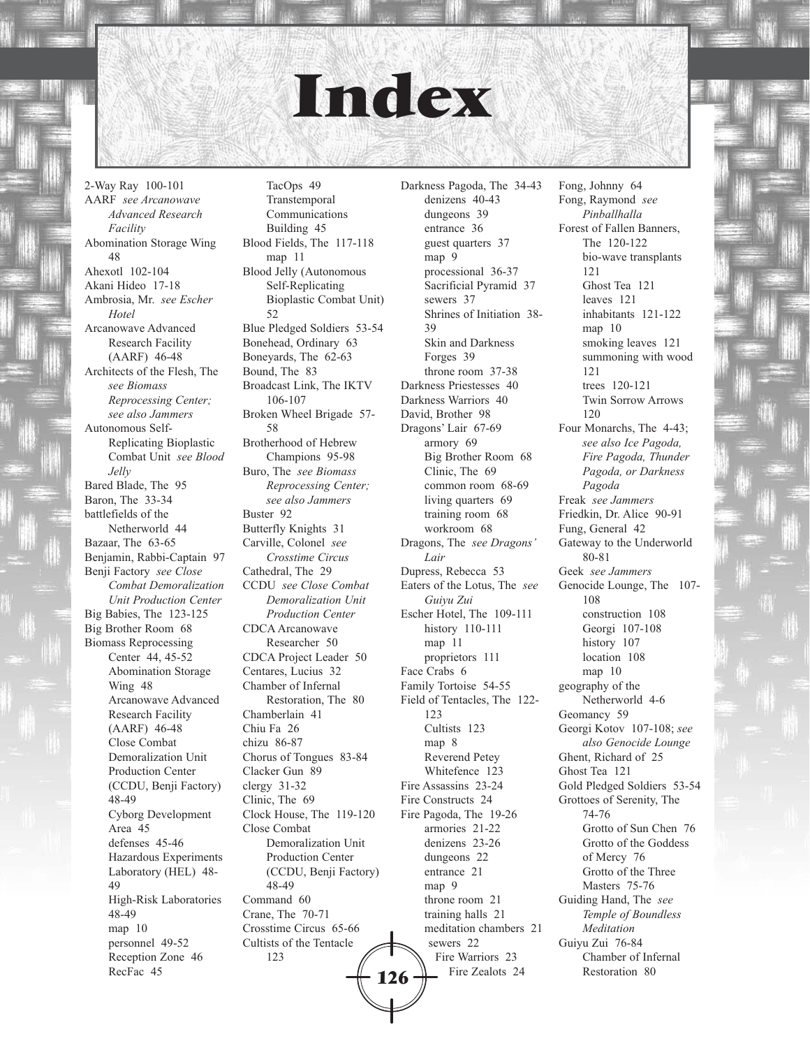# Index

2-Way Ray 100-101
AARF *see Arcanowave Advanced Research Facility*
Abomination Storage Wing 48
Ahexotl 102-104
Akani Hideo 17-18
Ambrosia, Mr. *see Escher Hotel*
Arcanowave Advanced Research Facility (AARF) 46-48
Architects of the Flesh, The *see Biomass Reprocessing Center; see also Jammers*
Autonomous Self-Replicating Bioplastic Combat Unit *see Blood Jelly*
Bared Blade, The 95
Baron, The 33-34
battlefields of the Netherworld 44
Bazaar, The 63-65
Benjamin, Rabbi-Captain 97
Benji Factory *see Close Combat Demoralization Unit Production Center*
Big Babies, The 123-125
Big Brother Room 68
Biomass Reprocessing Center 44, 45-52
- Abomination Storage Wing 48
- Arcanowave Advanced Research Facility (AARF) 46-48
- Close Combat Demoralization Unit Production Center (CCDU, Benji Factory) 48-49
- Cyborg Development Area 45
- defenses 45-46
- Hazardous Experiments Laboratory (HEL) 48-49
- High-Risk Laboratories 48-49
- map 10
- personnel 49-52
- Reception Zone 46
- RecFac 45
- TacOps 49
- Transtemporal Communications Building 45

Blood Fields, The 117-118
- map 11

Blood Jelly (Autonomous Self-Replicating Bioplastic Combat Unit) 52
Blue Pledged Soldiers 53-54
Bonehead, Ordinary 63
Boneyards, The 62-63
Bound, The 83
Broadcast Link, The IKTV 106-107
Broken Wheel Brigade 57-58
Brotherhood of Hebrew Champions 95-98
Buro, The *see Biomass Reprocessing Center; see also Jammers*
Buster 92
Butterfly Knights 31
Carville, Colonel *see Crosstime Circus*
Cathedral, The 29
CCDU *see Close Combat Demoralization Unit Production Center*
CDCA Arcanowave Researcher 50
CDCA Project Leader 50
Centares, Lucius 32
Chamber of Infernal Restoration, The 80
Chamberlain 41
Chiu Fa 26
chizu 86-87
Chorus of Tongues 83-84
Clacker Gun 89
clergy 31-32
Clinic, The 69
Clock House, The 119-120
Close Combat Demoralization Unit Production Center (CCDU, Benji Factory) 48-49
Command 60
Crane, The 70-71
Crosstime Circus 65-66
Cultists of the Tentacle 123
Darkness Pagoda, The 34-43
- denizens 40-43
- dungeons 39
- entrance 36
- guest quarters 37
- map 9
- processional 36-37
- Sacrificial Pyramid 37
- sewers 37
- Shrines of Initiation 38-39
- Skin and Darkness Forges 39
- throne room 37-38

Darkness Priestesses 40
Darkness Warriors 40
David, Brother 98
Dragons' Lair 67-69
- armory 69
- Big Brother Room 68
- Clinic, The 69
- common room 68-69
- living quarters 69
- training room 68
- workroom 68

Dragons, The *see Dragons' Lair*
Dupress, Rebecca 53
Eaters of the Lotus, The *see Guiyu Zui*
Escher Hotel, The 109-111
- history 110-111
- map 11
- proprietors 111

Face Crabs 6
Family Tortoise 54-55
Field of Tentacles, The 122-123
- Cultists 123
- map 8
- Reverend Petey Whitefence 123

Fire Assassins 23-24
Fire Constructs 24
Fire Pagoda, The 19-26
- armories 21-22
- denizens 23-26
- dungeons 22
- entrance 21
- map 9
- throne room 21
- training halls 21
- meditation chambers 21
- sewers 22
- Fire Warriors 23
- Fire Zealots 24

Fong, Johnny 64
Fong, Raymond *see Pinballhalla*
Forest of Fallen Banners, The 120-122
- bio-wave transplants 121
- Ghost Tea 121
- leaves 121
- inhabitants 121-122
- map 10
- smoking leaves 121
- summoning with wood 121
- trees 120-121
- Twin Sorrow Arrows 120

Four Monarchs, The 4-43; *see also Ice Pagoda, Fire Pagoda, Thunder Pagoda, or Darkness Pagoda*
Freak *see Jammers*
Friedkin, Dr. Alice 90-91
Fung, General 42
Gateway to the Underworld 80-81
Geek *see Jammers*
Genocide Lounge, The 107-108
- construction 108
- Georgi 107-108
- history 107
- location 108
- map 10

geography of the Netherworld 4-6
Geomancy 59
Georgi Kotov 107-108; *see also Genocide Lounge*
Ghent, Richard of 25
Ghost Tea 121
Gold Pledged Soldiers 53-54
Grottoes of Serenity, The 74-76
- Grotto of Sun Chen 76
- Grotto of the Goddess of Mercy 76
- Grotto of the Three Masters 75-76

Guiding Hand, The *see Temple of Boundless Meditation*
Guiyu Zui 76-84
- Chamber of Infernal Restoration 80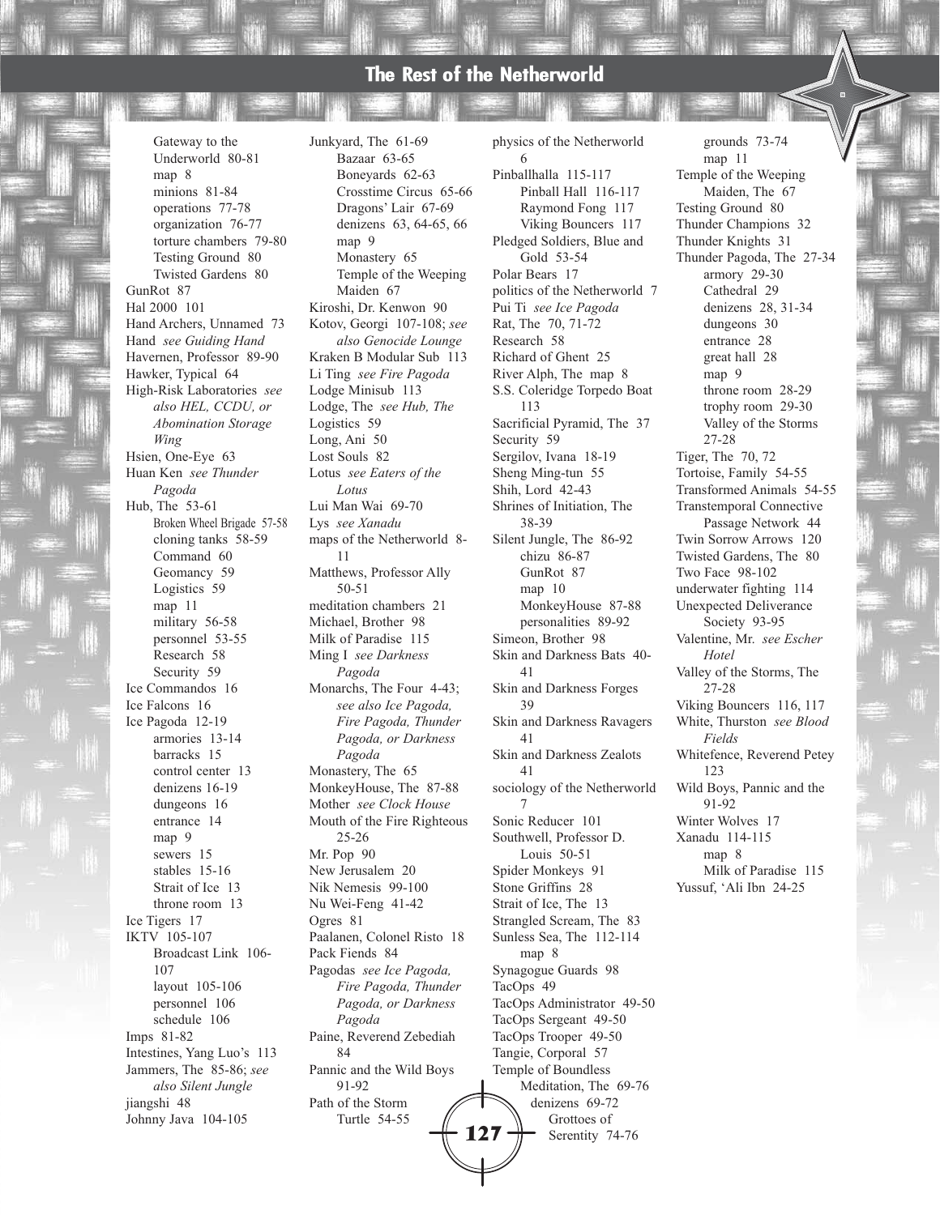## The Rest of the Netherworld

- Gateway to the Underworld 80-81
  - map 8
  - minions 81-84
  - operations 77-78
  - organization 76-77
  - torture chambers 79-80
  - Testing Ground 80
  - Twisted Gardens 80
- GunRot 87
- Hal 2000 101
- Hand Archers, Unnamed 73
- Hand *see Guiding Hand*
- Havernen, Professor 89-90
- Hawker, Typical 64
- High-Risk Laboratories *see also HEL, CCDU, or Abomination Storage Wing*
- Hsien, One-Eye 63
- Huan Ken *see Thunder Pagoda*
- Hub, The 53-61
  - Broken Wheel Brigade 57-58
  - cloning tanks 58-59
  - Command 60
  - Geomancy 59
  - Logistics 59
  - map 11
  - military 56-58
  - personnel 53-55
  - Research 58
  - Security 59
- Ice Commandos 16
- Ice Falcons 16
- Ice Pagoda 12-19
  - armories 13-14
  - barracks 15
  - control center 13
  - denizens 16-19
  - dungeons 16
  - entrance 14
  - map 9
  - sewers 15
  - stables 15-16
  - Strait of Ice 13
  - throne room 13
- Ice Tigers 17
- IKTV 105-107
  - Broadcast Link 106-107
  - layout 105-106
  - personnel 106
  - schedule 106
- Imps 81-82
- Intestines, Yang Luo's 113
- Jammers, The 85-86; *see also Silent Jungle*
- jiangshi 48
- Johnny Java 104-105
- Junkyard, The 61-69
  - Bazaar 63-65
  - Boneyards 62-63
  - Crosstime Circus 65-66
  - Dragons' Lair 67-69
  - denizens 63, 64-65, 66
  - map 9
  - Monastery 65
  - Temple of the Weeping Maiden 67
- Kiroshi, Dr. Kenwon 90
- Kotov, Georgi 107-108; *see also Genocide Lounge*
- Kraken B Modular Sub 113
- Li Ting *see Fire Pagoda*
- Lodge Minisub 113
- Lodge, The *see Hub, The*
- Logistics 59
- Long, Ani 50
- Lost Souls 82
- Lotus *see Eaters of the Lotus*
- Lui Man Wai 69-70
- Lys *see Xanadu*
- maps of the Netherworld 8-11
- Matthews, Professor Ally 50-51
- meditation chambers 21
- Michael, Brother 98
- Milk of Paradise 115
- Ming I *see Darkness Pagoda*
- Monarchs, The Four 4-43; *see also Ice Pagoda, Fire Pagoda, Thunder Pagoda, or Darkness Pagoda*
- Monastery, The 65
- MonkeyHouse, The 87-88
- Mother *see Clock House*
- Mouth of the Fire Righteous 25-26
- Mr. Pop 90
- New Jerusalem 20
- Nik Nemesis 99-100
- Nu Wei-Feng 41-42
- Ogres 81
- Paalanen, Colonel Risto 18
- Pack Fiends 84
- Pagodas *see Ice Pagoda, Fire Pagoda, Thunder Pagoda, or Darkness Pagoda*
- Paine, Reverend Zebediah 84
- Pannic and the Wild Boys 91-92
- Path of the Storm Turtle 54-55
- physics of the Netherworld 6
- Pinballhalla 115-117
  - Pinball Hall 116-117
  - Raymond Fong 117
  - Viking Bouncers 117
- Pledged Soldiers, Blue and Gold 53-54
- Polar Bears 17
- politics of the Netherworld 7
- Pui Ti *see Ice Pagoda*
- Rat, The 70, 71-72
- Research 58
- Richard of Ghent 25
- River Alph, The map 8
- S.S. Coleridge Torpedo Boat 113
- Sacrificial Pyramid, The 37
- Security 59
- Sergilov, Ivana 18-19
- Sheng Ming-tun 55
- Shih, Lord 42-43
- Shrines of Initiation, The 38-39
- Silent Jungle, The 86-92
  - chizu 86-87
  - GunRot 87
  - map 10
  - MonkeyHouse 87-88
  - personalities 89-92
- Simeon, Brother 98
- Skin and Darkness Bats 40-41
- Skin and Darkness Forges 39
- Skin and Darkness Ravagers 41
- Skin and Darkness Zealots 41
- sociology of the Netherworld 7
- Sonic Reducer 101
- Southwell, Professor D. Louis 50-51
- Spider Monkeys 91
- Stone Griffins 28
- Strait of Ice, The 13
- Strangled Scream, The 83
- Sunless Sea, The 112-114
  - map 8
- Synagogue Guards 98
- TacOps 49
- TacOps Administrator 49-50
- TacOps Sergeant 49-50
- TacOps Trooper 49-50
- Tangie, Corporal 57
- Temple of Boundless Meditation, The 69-76
  - denizens 69-72
  - Grottoes of Serentity 74-76
  - grounds 73-74
  - map 11
- Temple of the Weeping Maiden, The 67
- Testing Ground 80
- Thunder Champions 32
- Thunder Knights 31
- Thunder Pagoda, The 27-34
  - armory 29-30
  - Cathedral 29
  - denizens 28, 31-34
  - dungeons 30
  - entrance 28
  - great hall 28
  - map 9
  - throne room 28-29
  - trophy room 29-30
  - Valley of the Storms 27-28
- Tiger, The 70, 72
- Tortoise, Family 54-55
- Transformed Animals 54-55
- Transtemporal Connective Passage Network 44
- Twin Sorrow Arrows 120
- Twisted Gardens, The 80
- Two Face 98-102
- underwater fighting 114
- Unexpected Deliverance Society 93-95
- Valentine, Mr. *see Escher Hotel*
- Valley of the Storms, The 27-28
- Viking Bouncers 116, 117
- White, Thurston *see Blood Fields*
- Whitefence, Reverend Petey 123
- Wild Boys, Pannic and the 91-92
- Winter Wolves 17
- Xanadu 114-115
  - map 8
  - Milk of Paradise 115
- Yussuf, 'Ali Ibn 24-25